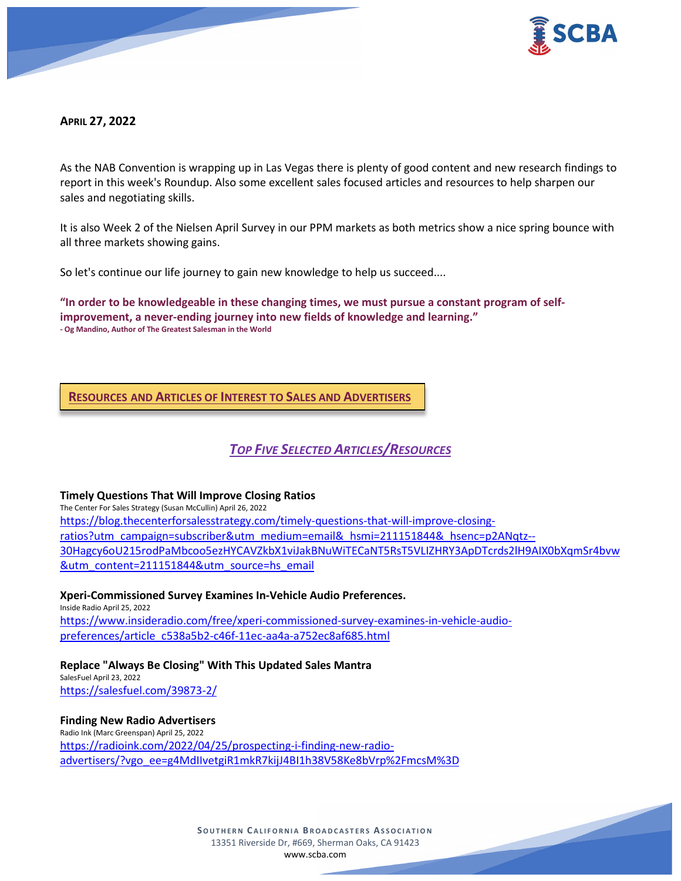**APRIL 27, 2022**

As the NAB Convention is wrapping up in Las Vegas there is plenty of good content and new research findings to report in this week's Roundup. Also some excellent sales focused articles and resources to help sharpen our sales and negotiating skills.

It is also Week 2 of the Nielsen April Survey in our PPM markets as both metrics show a nice spring bounce with all three markets showing gains.

So let's continue our life journey to gain new knowledge to help us succeed....

**"In order to be knowledgeable in these changing times, we must pursue a constant program of self-improvement, a never-ending journey into new fields of knowledge and learning."**
**- Og Mandino, Author of The Greatest Salesman in the World**

## RESOURCES AND ARTICLES OF INTEREST TO SALES AND ADVERTISERS

### *TOP FIVE SELECTED ARTICLES/RESOURCES*

**Timely Questions That Will Improve Closing Ratios**
The Center For Sales Strategy (Susan McCullin) April 26, 2022
https://blog.thecenterforsalesstrategy.com/timely-questions-that-will-improve-closing-ratios?utm_campaign=subscriber&utm_medium=email&_hsmi=211151844&_hsenc=p2ANqtz--30Hagcy6oU215rodPaMbcoo5ezHYCAVZkbX1viJakBNuWiTECaNT5RsT5VLIZHRY3ApDTcrds2lH9AIX0bXqmSr4bvw&utm_content=211151844&utm_source=hs_email

**Xperi-Commissioned Survey Examines In-Vehicle Audio Preferences.**
Inside Radio April 25, 2022
https://www.insideradio.com/free/xperi-commissioned-survey-examines-in-vehicle-audio-preferences/article_c538a5b2-c46f-11ec-aa4a-a752ec8af685.html

**Replace "Always Be Closing" With This Updated Sales Mantra**
SalesFuel April 23, 2022
https://salesfuel.com/39873-2/

**Finding New Radio Advertisers**
Radio Ink (Marc Greenspan) April 25, 2022
https://radioink.com/2022/04/25/prospecting-i-finding-new-radio-advertisers/?vgo_ee=g4MdIIvetgiR1mkR7kijJ4BI1h38V58Ke8bVrp%2FmcsM%3D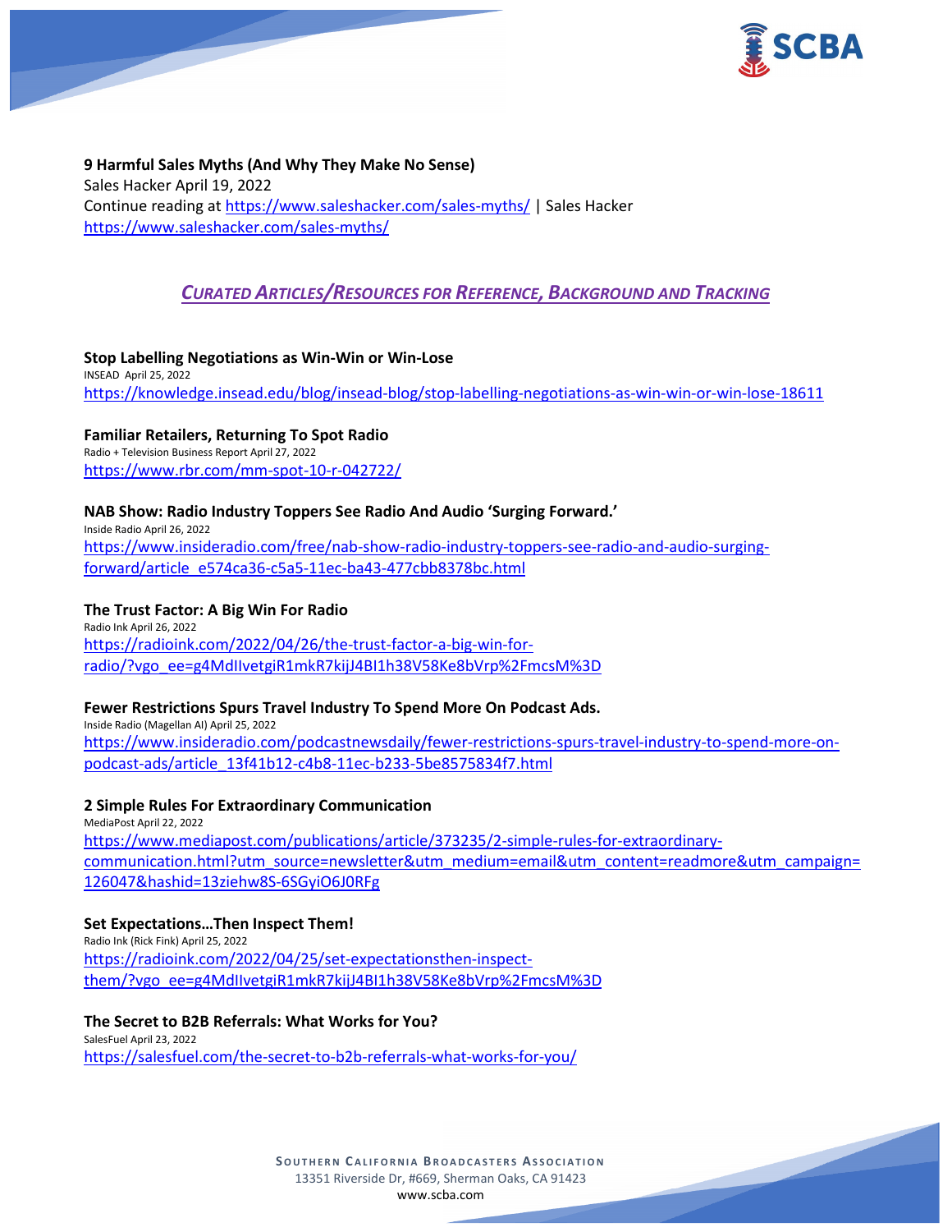**9 Harmful Sales Myths (And Why They Make No Sense)**
Sales Hacker April 19, 2022
Continue reading at https://www.saleshacker.com/sales-myths/ | Sales Hacker
https://www.saleshacker.com/sales-myths/

## *CURATED ARTICLES/RESOURCES FOR REFERENCE, BACKGROUND AND TRACKING*

**Stop Labelling Negotiations as Win-Win or Win-Lose**
INSEAD April 25, 2022
https://knowledge.insead.edu/blog/insead-blog/stop-labelling-negotiations-as-win-win-or-win-lose-18611

**Familiar Retailers, Returning To Spot Radio**
Radio + Television Business Report April 27, 2022
https://www.rbr.com/mm-spot-10-r-042722/

**NAB Show: Radio Industry Toppers See Radio And Audio 'Surging Forward.'**
Inside Radio April 26, 2022
https://www.insideradio.com/free/nab-show-radio-industry-toppers-see-radio-and-audio-surging-forward/article_e574ca36-c5a5-11ec-ba43-477cbb8378bc.html

**The Trust Factor: A Big Win For Radio**
Radio Ink April 26, 2022
https://radioink.com/2022/04/26/the-trust-factor-a-big-win-for-radio/?vgo_ee=g4MdIIvetgiR1mkR7kijJ4BI1h38V58Ke8bVrp%2FmcsM%3D

**Fewer Restrictions Spurs Travel Industry To Spend More On Podcast Ads.**
Inside Radio (Magellan AI) April 25, 2022
https://www.insideradio.com/podcastnewsdaily/fewer-restrictions-spurs-travel-industry-to-spend-more-on-podcast-ads/article_13f41b12-c4b8-11ec-b233-5be8575834f7.html

**2 Simple Rules For Extraordinary Communication**
MediaPost April 22, 2022
https://www.mediapost.com/publications/article/373235/2-simple-rules-for-extraordinary-communication.html?utm_source=newsletter&utm_medium=email&utm_content=readmore&utm_campaign=126047&hashid=13ziehw8S-6SGyiO6J0RFg

**Set Expectations…Then Inspect Them!**
Radio Ink (Rick Fink) April 25, 2022
https://radioink.com/2022/04/25/set-expectationsthen-inspect-them/?vgo_ee=g4MdIIvetgiR1mkR7kijJ4BI1h38V58Ke8bVrp%2FmcsM%3D

**The Secret to B2B Referrals: What Works for You?**
SalesFuel April 23, 2022
https://salesfuel.com/the-secret-to-b2b-referrals-what-works-for-you/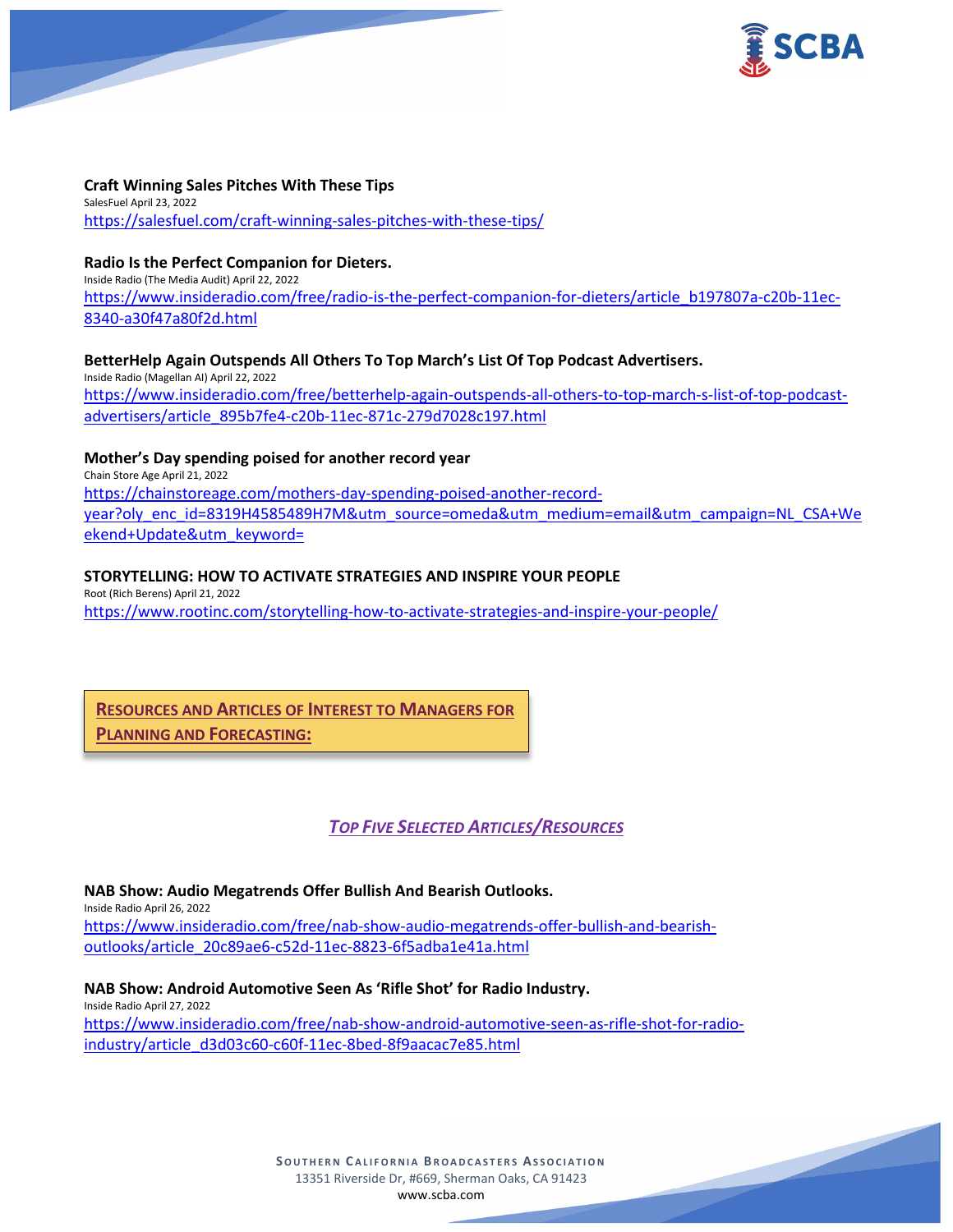**Craft Winning Sales Pitches With These Tips**
SalesFuel April 23, 2022
https://salesfuel.com/craft-winning-sales-pitches-with-these-tips/

**Radio Is the Perfect Companion for Dieters.**
Inside Radio (The Media Audit) April 22, 2022
https://www.insideradio.com/free/radio-is-the-perfect-companion-for-dieters/article_b197807a-c20b-11ec-8340-a30f47a80f2d.html

**BetterHelp Again Outspends All Others To Top March's List Of Top Podcast Advertisers.**
Inside Radio (Magellan AI) April 22, 2022
https://www.insideradio.com/free/betterhelp-again-outspends-all-others-to-top-march-s-list-of-top-podcast-advertisers/article_895b7fe4-c20b-11ec-871c-279d7028c197.html

**Mother's Day spending poised for another record year**
Chain Store Age April 21, 2022
https://chainstoreage.com/mothers-day-spending-poised-another-record-year?oly_enc_id=8319H4585489H7M&utm_source=omeda&utm_medium=email&utm_campaign=NL_CSA+Weekend+Update&utm_keyword=

**STORYTELLING: HOW TO ACTIVATE STRATEGIES AND INSPIRE YOUR PEOPLE**
Root (Rich Berens) April 21, 2022
https://www.rootinc.com/storytelling-how-to-activate-strategies-and-inspire-your-people/

## RESOURCES AND ARTICLES OF INTEREST TO MANAGERS FOR PLANNING AND FORECASTING:

### *TOP FIVE SELECTED ARTICLES/RESOURCES*

**NAB Show: Audio Megatrends Offer Bullish And Bearish Outlooks.**
Inside Radio April 26, 2022
https://www.insideradio.com/free/nab-show-audio-megatrends-offer-bullish-and-bearish-outlooks/article_20c89ae6-c52d-11ec-8823-6f5adba1e41a.html

**NAB Show: Android Automotive Seen As 'Rifle Shot' for Radio Industry.**
Inside Radio April 27, 2022
https://www.insideradio.com/free/nab-show-android-automotive-seen-as-rifle-shot-for-radio-industry/article_d3d03c60-c60f-11ec-8bed-8f9aacac7e85.html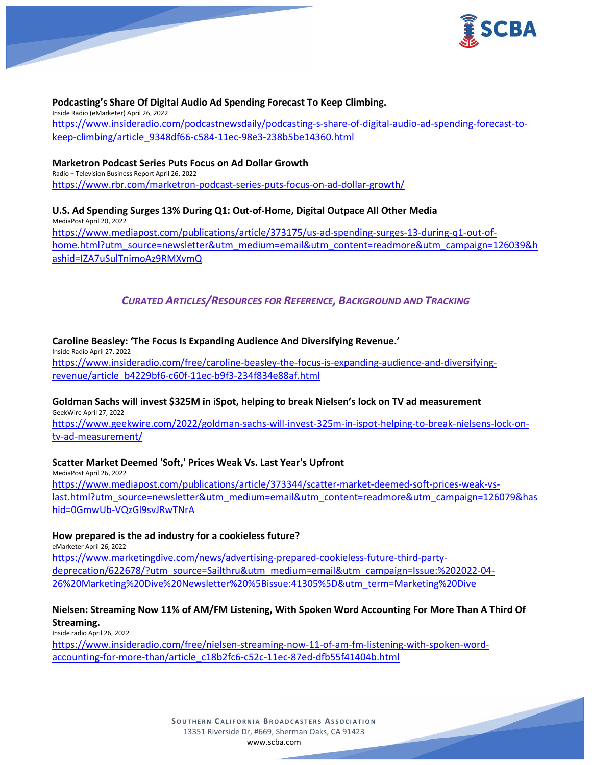**Podcasting's Share Of Digital Audio Ad Spending Forecast To Keep Climbing.**
Inside Radio (eMarketer) April 26, 2022
https://www.insideradio.com/podcastnewsdaily/podcasting-s-share-of-digital-audio-ad-spending-forecast-to-keep-climbing/article_9348df66-c584-11ec-98e3-238b5be14360.html

**Marketron Podcast Series Puts Focus on Ad Dollar Growth**
Radio + Television Business Report April 26, 2022
https://www.rbr.com/marketron-podcast-series-puts-focus-on-ad-dollar-growth/

**U.S. Ad Spending Surges 13% During Q1: Out-of-Home, Digital Outpace All Other Media**
MediaPost April 20, 2022
https://www.mediapost.com/publications/article/373175/us-ad-spending-surges-13-during-q1-out-of-home.html?utm_source=newsletter&utm_medium=email&utm_content=readmore&utm_campaign=126039&hashid=IZA7uSulTnimoAz9RMXvmQ

## *CURATED ARTICLES/RESOURCES FOR REFERENCE, BACKGROUND AND TRACKING*

**Caroline Beasley: 'The Focus Is Expanding Audience And Diversifying Revenue.'**
Inside Radio April 27, 2022
https://www.insideradio.com/free/caroline-beasley-the-focus-is-expanding-audience-and-diversifying-revenue/article_b4229bf6-c60f-11ec-b9f3-234f834e88af.html

**Goldman Sachs will invest $325M in iSpot, helping to break Nielsen's lock on TV ad measurement**
GeekWire April 27, 2022
https://www.geekwire.com/2022/goldman-sachs-will-invest-325m-in-ispot-helping-to-break-nielsens-lock-on-tv-ad-measurement/

**Scatter Market Deemed 'Soft,' Prices Weak Vs. Last Year's Upfront**
MediaPost April 26, 2022
https://www.mediapost.com/publications/article/373344/scatter-market-deemed-soft-prices-weak-vs-last.html?utm_source=newsletter&utm_medium=email&utm_content=readmore&utm_campaign=126079&hashid=0GmwUb-VQzGl9svJRwTNrA

**How prepared is the ad industry for a cookieless future?**
eMarketer April 26, 2022
https://www.marketingdive.com/news/advertising-prepared-cookieless-future-third-party-deprecation/622678/?utm_source=Sailthru&utm_medium=email&utm_campaign=Issue:%202022-04-26%20Marketing%20Dive%20Newsletter%20%5Bissue:41305%5D&utm_term=Marketing%20Dive

**Nielsen: Streaming Now 11% of AM/FM Listening, With Spoken Word Accounting For More Than A Third Of Streaming.**
Inside radio April 26, 2022
https://www.insideradio.com/free/nielsen-streaming-now-11-of-am-fm-listening-with-spoken-word-accounting-for-more-than/article_c18b2fc6-c52c-11ec-87ed-dfb55f41404b.html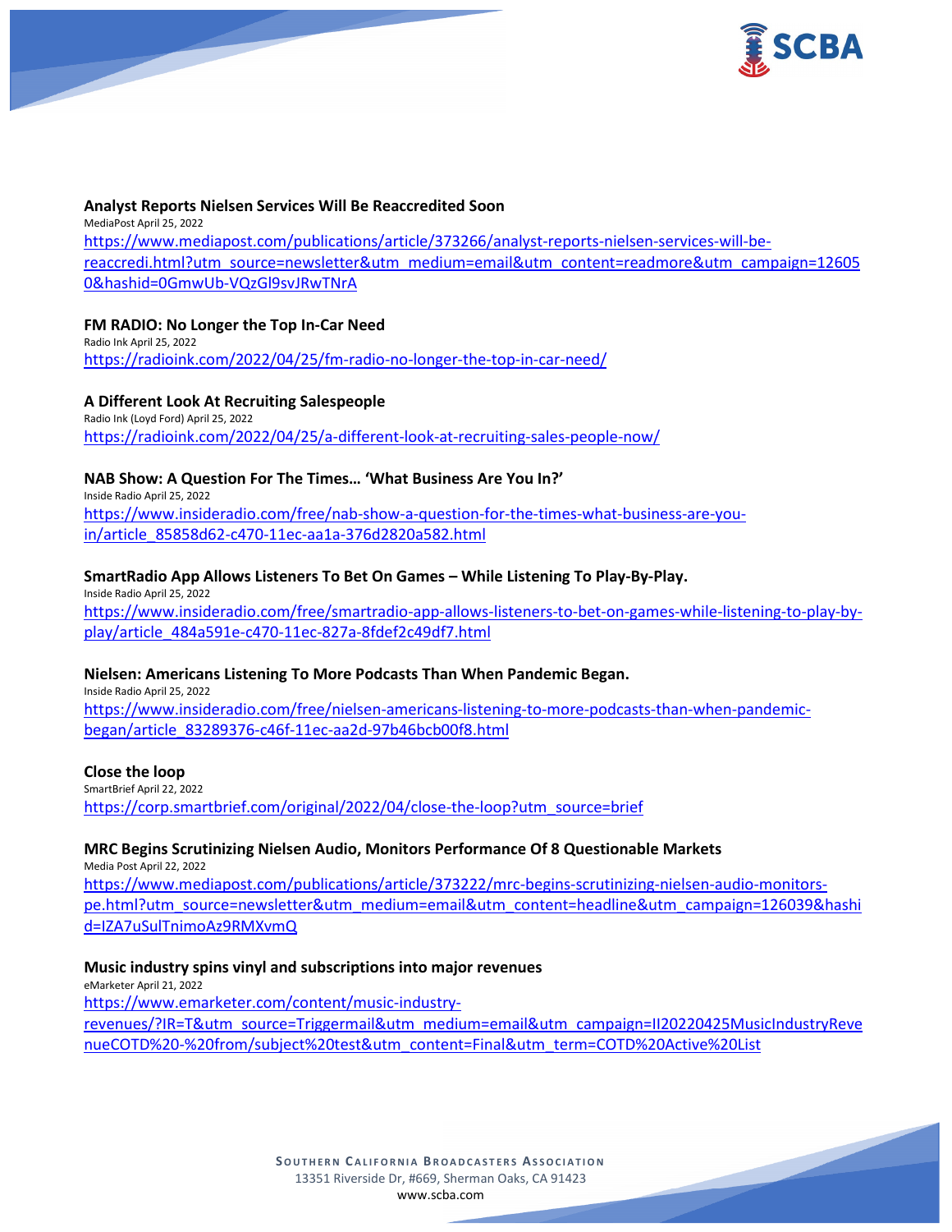**Analyst Reports Nielsen Services Will Be Reaccredited Soon**
MediaPost April 25, 2022
https://www.mediapost.com/publications/article/373266/analyst-reports-nielsen-services-will-be-reaccredi.html?utm_source=newsletter&utm_medium=email&utm_content=readmore&utm_campaign=126050&hashid=0GmwUb-VQzGl9svJRwTNrA

**FM RADIO: No Longer the Top In-Car Need**
Radio Ink April 25, 2022
https://radioink.com/2022/04/25/fm-radio-no-longer-the-top-in-car-need/

**A Different Look At Recruiting Salespeople**
Radio Ink (Loyd Ford) April 25, 2022
https://radioink.com/2022/04/25/a-different-look-at-recruiting-sales-people-now/

**NAB Show: A Question For The Times… 'What Business Are You In?'**
Inside Radio April 25, 2022
https://www.insideradio.com/free/nab-show-a-question-for-the-times-what-business-are-you-in/article_85858d62-c470-11ec-aa1a-376d2820a582.html

**SmartRadio App Allows Listeners To Bet On Games – While Listening To Play-By-Play.**
Inside Radio April 25, 2022
https://www.insideradio.com/free/smartradio-app-allows-listeners-to-bet-on-games-while-listening-to-play-by-play/article_484a591e-c470-11ec-827a-8fdef2c49df7.html

**Nielsen: Americans Listening To More Podcasts Than When Pandemic Began.**
Inside Radio April 25, 2022
https://www.insideradio.com/free/nielsen-americans-listening-to-more-podcasts-than-when-pandemic-began/article_83289376-c46f-11ec-aa2d-97b46bcb00f8.html

**Close the loop**
SmartBrief April 22, 2022
https://corp.smartbrief.com/original/2022/04/close-the-loop?utm_source=brief

**MRC Begins Scrutinizing Nielsen Audio, Monitors Performance Of 8 Questionable Markets**
Media Post April 22, 2022
https://www.mediapost.com/publications/article/373222/mrc-begins-scrutinizing-nielsen-audio-monitors-pe.html?utm_source=newsletter&utm_medium=email&utm_content=headline&utm_campaign=126039&hashid=IZA7uSulTnimoAz9RMXvmQ

**Music industry spins vinyl and subscriptions into major revenues**
eMarketer April 21, 2022
https://www.emarketer.com/content/music-industry-revenues/?IR=T&utm_source=Triggermail&utm_medium=email&utm_campaign=II20220425MusicIndustryRevenueCOTD%20-%20from/subject%20test&utm_content=Final&utm_term=COTD%20Active%20List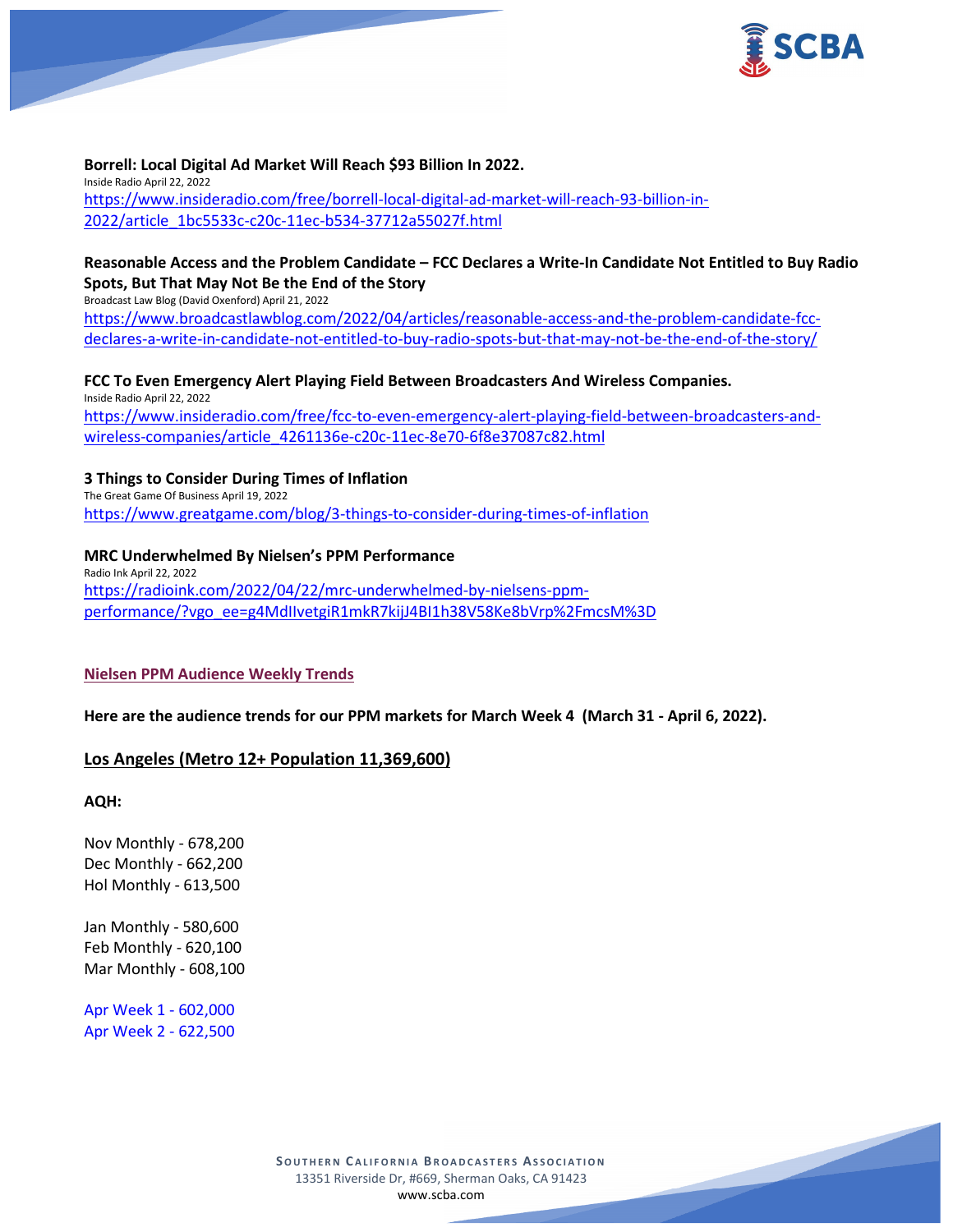**Borrell: Local Digital Ad Market Will Reach $93 Billion In 2022.**
Inside Radio April 22, 2022
https://www.insideradio.com/free/borrell-local-digital-ad-market-will-reach-93-billion-in-2022/article_1bc5533c-c20c-11ec-b534-37712a55027f.html

**Reasonable Access and the Problem Candidate – FCC Declares a Write-In Candidate Not Entitled to Buy Radio Spots, But That May Not Be the End of the Story**
Broadcast Law Blog (David Oxenford) April 21, 2022
https://www.broadcastlawblog.com/2022/04/articles/reasonable-access-and-the-problem-candidate-fcc-declares-a-write-in-candidate-not-entitled-to-buy-radio-spots-but-that-may-not-be-the-end-of-the-story/

**FCC To Even Emergency Alert Playing Field Between Broadcasters And Wireless Companies.**
Inside Radio April 22, 2022
https://www.insideradio.com/free/fcc-to-even-emergency-alert-playing-field-between-broadcasters-and-wireless-companies/article_4261136e-c20c-11ec-8e70-6f8e37087c82.html

**3 Things to Consider During Times of Inflation**
The Great Game Of Business April 19, 2022
https://www.greatgame.com/blog/3-things-to-consider-during-times-of-inflation

**MRC Underwhelmed By Nielsen's PPM Performance**
Radio Ink April 22, 2022
https://radioink.com/2022/04/22/mrc-underwhelmed-by-nielsens-ppm-performance/?vgo_ee=g4MdIIvetgiR1mkR7kijJ4BI1h38V58Ke8bVrp%2FmcsM%3D

## Nielsen PPM Audience Weekly Trends

**Here are the audience trends for our PPM markets for March Week 4 (March 31 - April 6, 2022).**

### Los Angeles (Metro 12+ Population 11,369,600)

**AQH:**

Nov Monthly - 678,200
Dec Monthly - 662,200
Hol Monthly - 613,500

Jan Monthly - 580,600
Feb Monthly - 620,100
Mar Monthly - 608,100

Apr Week 1 - 602,000
Apr Week 2 - 622,500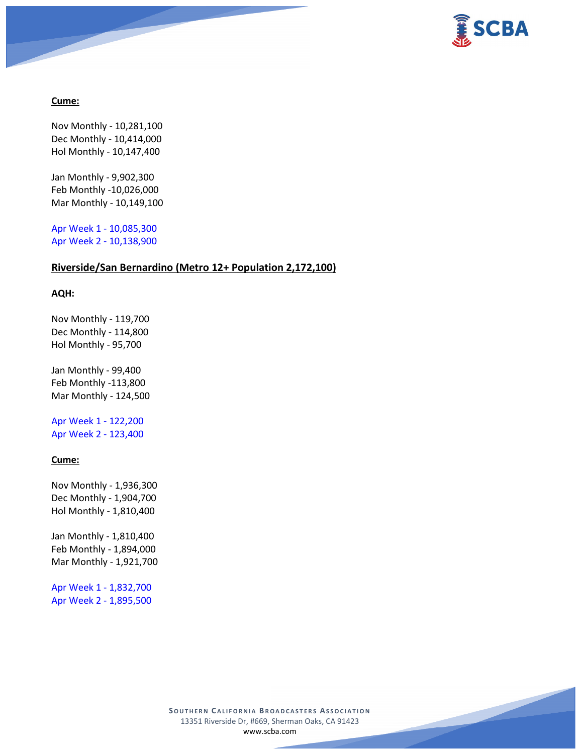**Cume:**

Nov Monthly - 10,281,100
Dec Monthly - 10,414,000
Hol Monthly - 10,147,400

Jan Monthly - 9,902,300
Feb Monthly -10,026,000
Mar Monthly - 10,149,100

Apr Week 1 - 10,085,300
Apr Week 2 - 10,138,900

**Riverside/San Bernardino (Metro 12+ Population 2,172,100)**

**AQH:**

Nov Monthly - 119,700
Dec Monthly - 114,800
Hol Monthly - 95,700

Jan Monthly - 99,400
Feb Monthly -113,800
Mar Monthly - 124,500

Apr Week 1 - 122,200
Apr Week 2 - 123,400

**Cume:**

Nov Monthly - 1,936,300
Dec Monthly - 1,904,700
Hol Monthly - 1,810,400

Jan Monthly - 1,810,400
Feb Monthly - 1,894,000
Mar Monthly - 1,921,700

Apr Week 1 - 1,832,700
Apr Week 2 - 1,895,500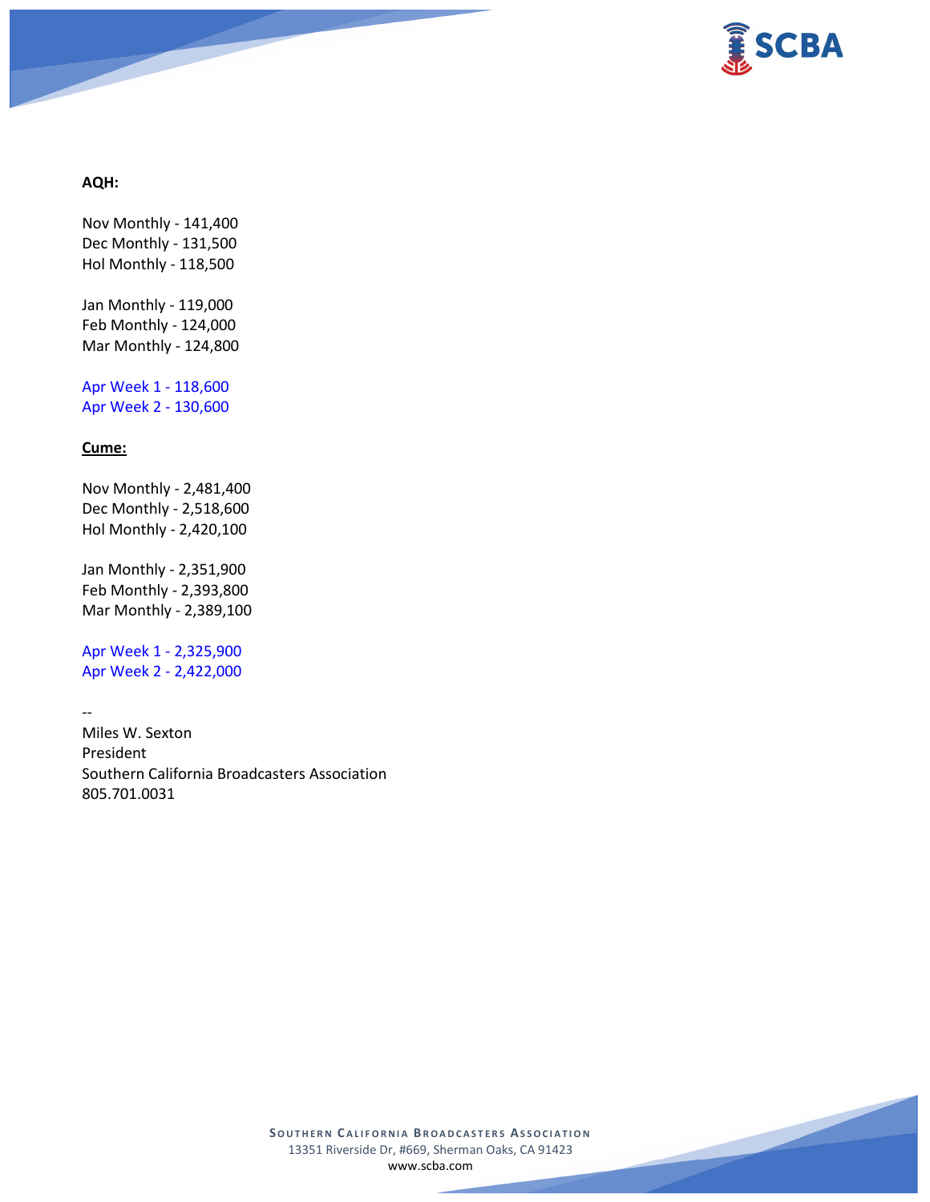**AQH:**

Nov Monthly - 141,400
Dec Monthly - 131,500
Hol Monthly - 118,500

Jan Monthly - 119,000
Feb Monthly - 124,000
Mar Monthly - 124,800

Apr Week 1 - 118,600
Apr Week 2 - 130,600

**Cume:**

Nov Monthly - 2,481,400
Dec Monthly - 2,518,600
Hol Monthly - 2,420,100

Jan Monthly - 2,351,900
Feb Monthly - 2,393,800
Mar Monthly - 2,389,100

Apr Week 1 - 2,325,900
Apr Week 2 - 2,422,000

--
Miles W. Sexton
President
Southern California Broadcasters Association
805.701.0031